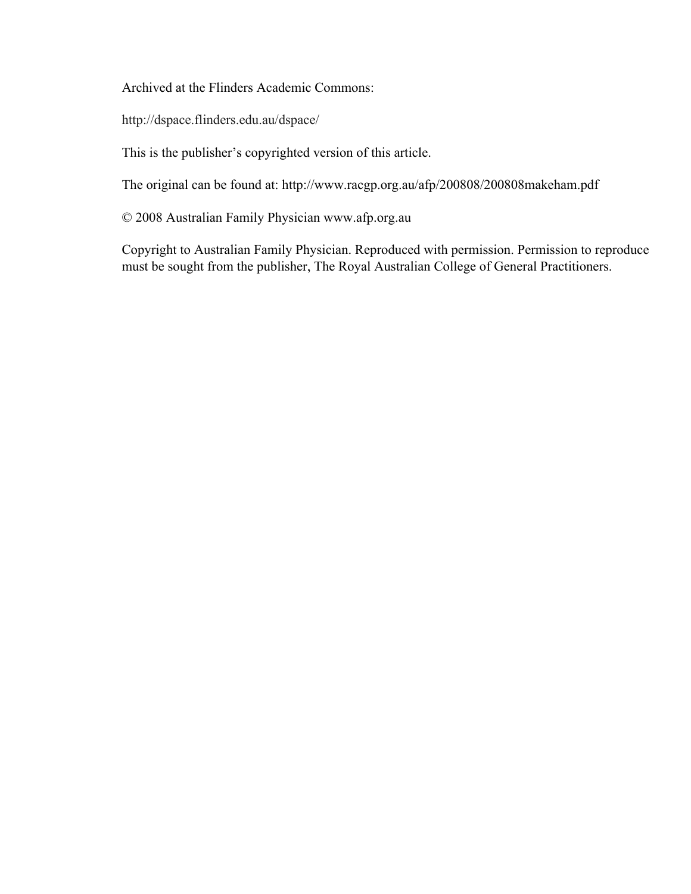Archived at the Flinders Academic Commons:

http://dspace.flinders.edu.au/dspace/

This is the publisher's copyrighted version of this article.

The original can be found at: http://www.racgp.org.au/afp/200808/200808makeham.pdf

© 2008 Australian Family Physician www.afp.org.au

Copyright to Australian Family Physician. Reproduced with permission. Permission to reproduce must be sought from the publisher, The Royal Australian College of General Practitioners.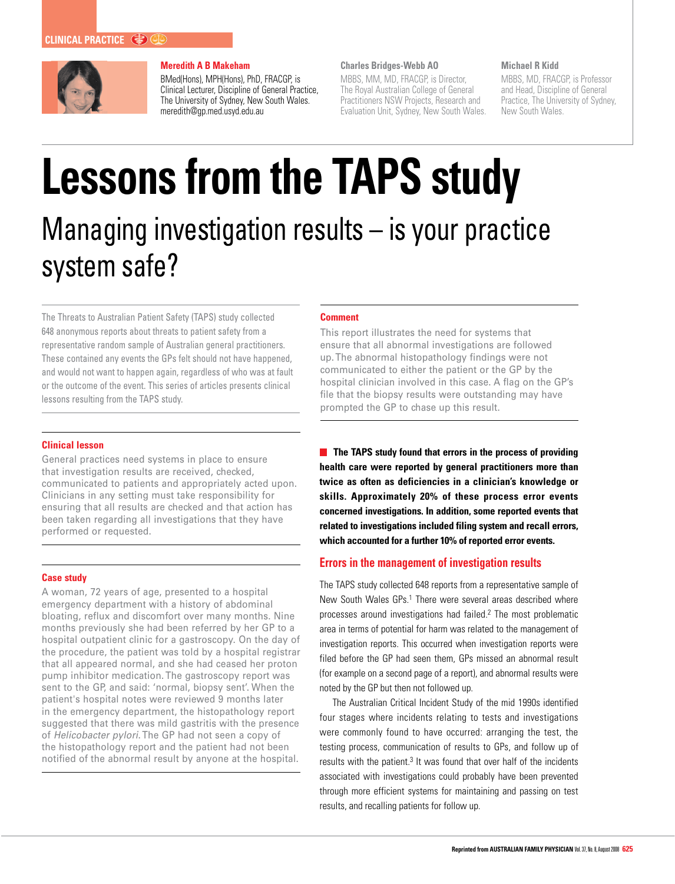CLINICAL PRACTICE

**Meredith A B Makeham**
BMed(Hons), MPH(Hons), PhD, FRACGP, is Clinical Lecturer, Discipline of General Practice, The University of Sydney, New South Wales.
meredith@gp.med.usyd.edu.au

**Charles Bridges-Webb AO**
MBBS, MM, MD, FRACGP, is Director, The Royal Australian College of General Practitioners NSW Projects, Research and Evaluation Unit, Sydney, New South Wales.

**Michael R Kidd**
MBBS, MD, FRACGP, is Professor and Head, Discipline of General Practice, The University of Sydney, New South Wales.

# Lessons from the TAPS study

## Managing investigation results – is your practice system safe?

The Threats to Australian Patient Safety (TAPS) study collected 648 anonymous reports about threats to patient safety from a representative random sample of Australian general practitioners. These contained any events the GPs felt should not have happened, and would not want to happen again, regardless of who was at fault or the outcome of the event. This series of articles presents clinical lessons resulting from the TAPS study.

### Clinical lesson

General practices need systems in place to ensure that investigation results are received, checked, communicated to patients and appropriately acted upon. Clinicians in any setting must take responsibility for ensuring that all results are checked and that action has been taken regarding all investigations that they have performed or requested.

### Case study

A woman, 72 years of age, presented to a hospital emergency department with a history of abdominal bloating, reflux and discomfort over many months. Nine months previously she had been referred by her GP to a hospital outpatient clinic for a gastroscopy. On the day of the procedure, the patient was told by a hospital registrar that all appeared normal, and she had ceased her proton pump inhibitor medication. The gastroscopy report was sent to the GP, and said: 'normal, biopsy sent'. When the patient's hospital notes were reviewed 9 months later in the emergency department, the histopathology report suggested that there was mild gastritis with the presence of *Helicobacter pylori*. The GP had not seen a copy of the histopathology report and the patient had not been notified of the abnormal result by anyone at the hospital.

### Comment

This report illustrates the need for systems that ensure that all abnormal investigations are followed up. The abnormal histopathology findings were not communicated to either the patient or the GP by the hospital clinician involved in this case. A flag on the GP's file that the biopsy results were outstanding may have prompted the GP to chase up this result.

**The TAPS study found that errors in the process of providing health care were reported by general practitioners more than twice as often as deficiencies in a clinician's knowledge or skills. Approximately 20% of these process error events concerned investigations. In addition, some reported events that related to investigations included filing system and recall errors, which accounted for a further 10% of reported error events.**

### Errors in the management of investigation results

The TAPS study collected 648 reports from a representative sample of New South Wales GPs.[1] There were several areas described where processes around investigations had failed.[2] The most problematic area in terms of potential for harm was related to the management of investigation reports. This occurred when investigation reports were filed before the GP had seen them, GPs missed an abnormal result (for example on a second page of a report), and abnormal results were noted by the GP but then not followed up.

The Australian Critical Incident Study of the mid 1990s identified four stages where incidents relating to tests and investigations were commonly found to have occurred: arranging the test, the testing process, communication of results to GPs, and follow up of results with the patient.[3] It was found that over half of the incidents associated with investigations could probably have been prevented through more efficient systems for maintaining and passing on test results, and recalling patients for follow up.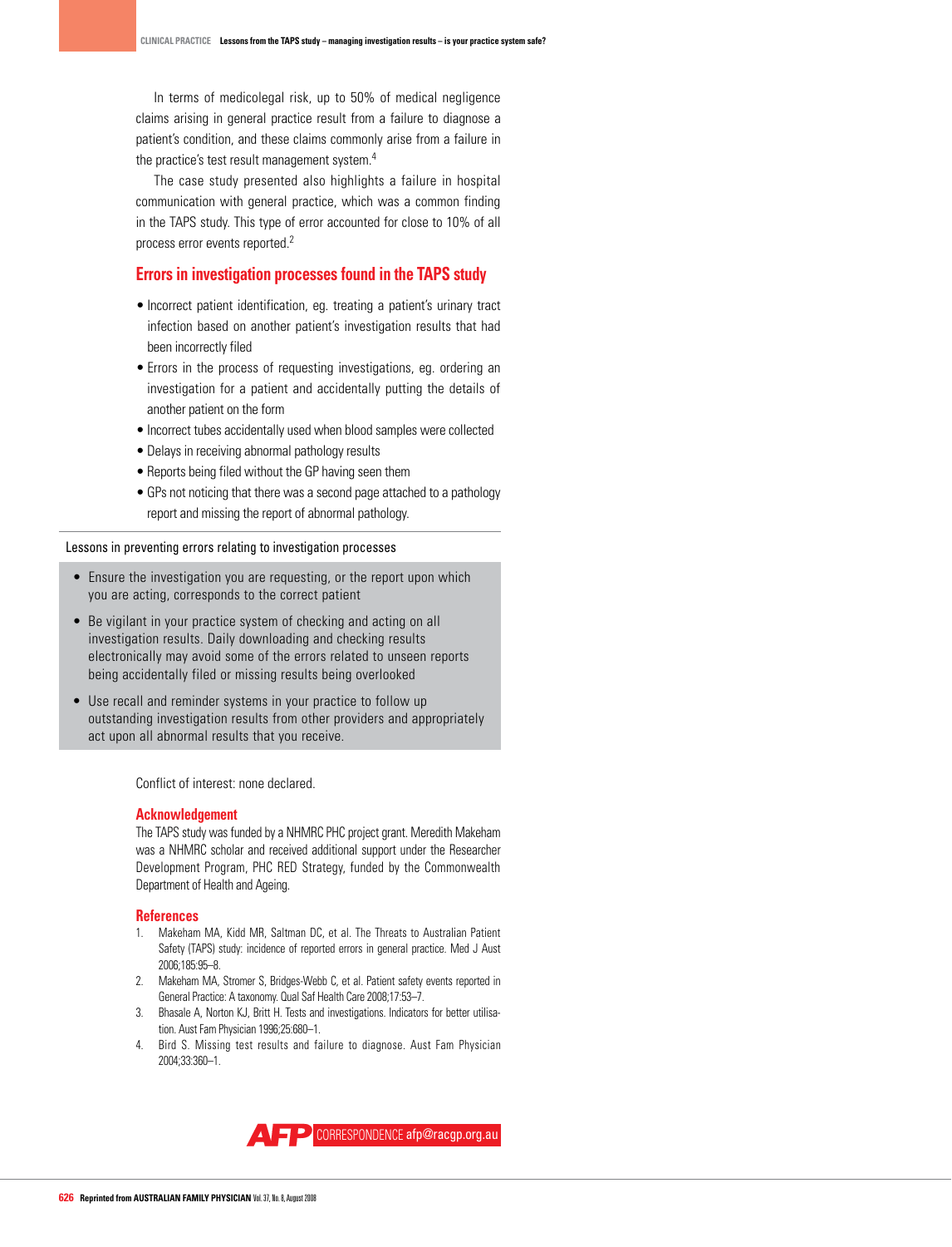In terms of medicolegal risk, up to 50% of medical negligence claims arising in general practice result from a failure to diagnose a patient's condition, and these claims commonly arise from a failure in the practice's test result management system.[4]

The case study presented also highlights a failure in hospital communication with general practice, which was a common finding in the TAPS study. This type of error accounted for close to 10% of all process error events reported.[2]

## Errors in investigation processes found in the TAPS study

- Incorrect patient identification, eg. treating a patient's urinary tract infection based on another patient's investigation results that had been incorrectly filed
- Errors in the process of requesting investigations, eg. ordering an investigation for a patient and accidentally putting the details of another patient on the form
- Incorrect tubes accidentally used when blood samples were collected
- Delays in receiving abnormal pathology results
- Reports being filed without the GP having seen them
- GPs not noticing that there was a second page attached to a pathology report and missing the report of abnormal pathology.

### Lessons in preventing errors relating to investigation processes

- Ensure the investigation you are requesting, or the report upon which you are acting, corresponds to the correct patient
- Be vigilant in your practice system of checking and acting on all investigation results. Daily downloading and checking results electronically may avoid some of the errors related to unseen reports being accidentally filed or missing results being overlooked
- Use recall and reminder systems in your practice to follow up outstanding investigation results from other providers and appropriately act upon all abnormal results that you receive.

Conflict of interest: none declared.

## Acknowledgement

The TAPS study was funded by a NHMRC PHC project grant. Meredith Makeham was a NHMRC scholar and received additional support under the Researcher Development Program, PHC RED Strategy, funded by the Commonwealth Department of Health and Ageing.

## References

1. Makeham MA, Kidd MR, Saltman DC, et al. The Threats to Australian Patient Safety (TAPS) study: incidence of reported errors in general practice. Med J Aust 2006;185:95–8.
2. Makeham MA, Stromer S, Bridges-Webb C, et al. Patient safety events reported in General Practice: A taxonomy. Qual Saf Health Care 2008;17:53–7.
3. Bhasale A, Norton KJ, Britt H. Tests and investigations. Indicators for better utilisation. Aust Fam Physician 1996;25:680–1.
4. Bird S. Missing test results and failure to diagnose. Aust Fam Physician 2004;33:360–1.

AFP CORRESPONDENCE afp@racgp.org.au